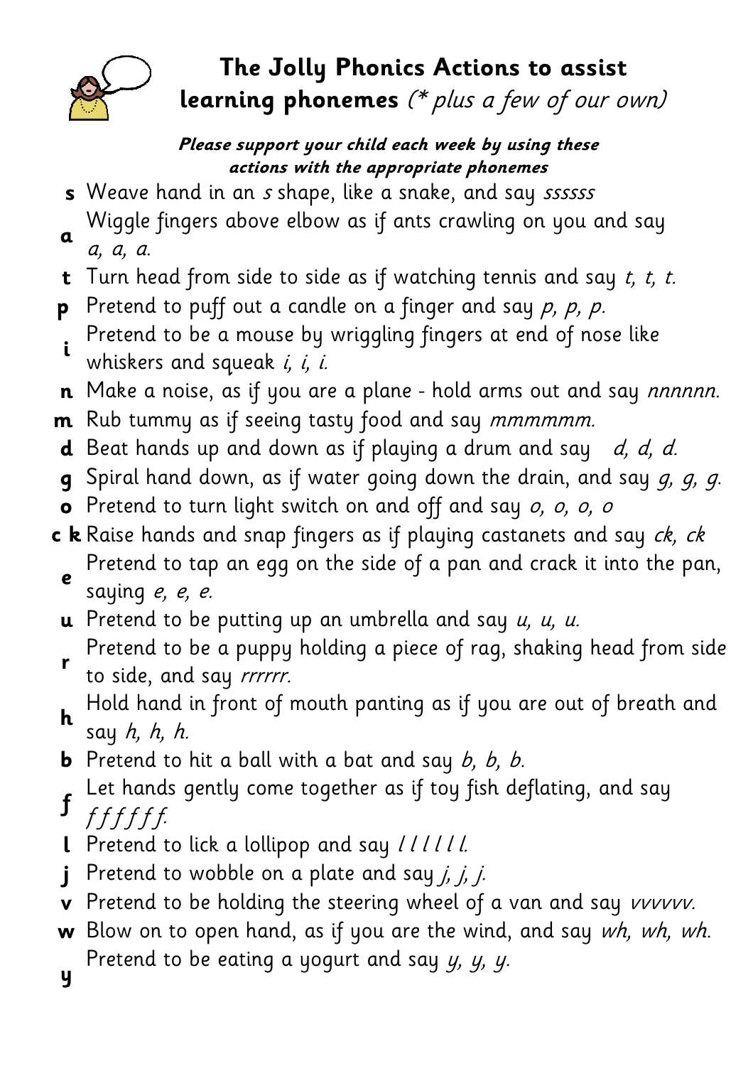# The Jolly Phonics Actions to assist learning phonemes *(\* plus a few of our own)*

***Please support your child each week by using these actions with the appropriate phonemes***

- **s** Weave hand in an *s* shape, like a snake, and say *ssssss*
- **a** Wiggle fingers above elbow as if ants crawling on you and say *a, a, a.*
- **t** Turn head from side to side as if watching tennis and say *t, t, t.*
- **p** Pretend to puff out a candle on a finger and say *p, p, p.*
- **i** Pretend to be a mouse by wriggling fingers at end of nose like whiskers and squeak *i, i, i.*
- **n** Make a noise, as if you are a plane - hold arms out and say *nnnnnn.*
- **m** Rub tummy as if seeing tasty food and say *mmmmmm.*
- **d** Beat hands up and down as if playing a drum and say *d, d, d.*
- **g** Spiral hand down, as if water going down the drain, and say *g, g, g.*
- **o** Pretend to turn light switch on and off and say *o, o, o, o*
- **c k** Raise hands and snap fingers as if playing castanets and say *ck, ck*
- **e** Pretend to tap an egg on the side of a pan and crack it into the pan, saying *e, e, e.*
- **u** Pretend to be putting up an umbrella and say *u, u, u.*
- **r** Pretend to be a puppy holding a piece of rag, shaking head from side to side, and say *rrrrrr.*
- **h** Hold hand in front of mouth panting as if you are out of breath and say *h, h, h.*
- **b** Pretend to hit a ball with a bat and say *b, b, b.*
- **f** Let hands gently come together as if toy fish deflating, and say *f f f f f f.*
- **l** Pretend to lick a lollipop and say *l l l l l l.*
- **j** Pretend to wobble on a plate and say *j, j, j.*
- **v** Pretend to be holding the steering wheel of a van and say *vvvvvv.*
- **w** Blow on to open hand, as if you are the wind, and say *wh, wh, wh.*
- **y** Pretend to be eating a yogurt and say *y, y, y.*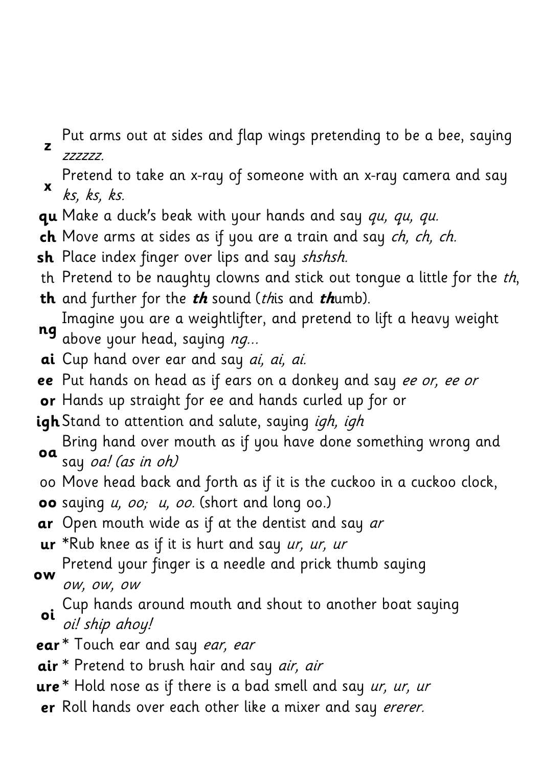| | |
|---|---|
| **z** | Put arms out at sides and flap wings pretending to be a bee, saying *zzzzzz.* |
| **x** | Pretend to take an x-ray of someone with an x-ray camera and say *ks, ks, ks.* |
| **qu** | Make a duck's beak with your hands and say *qu, qu, qu.* |
| **ch** | Move arms at sides as if you are a train and say *ch, ch, ch.* |
| **sh** | Place index finger over lips and say *shshsh.* |
| th **th** | Pretend to be naughty clowns and stick out tongue a little for the *th*, and further for the ***th*** sound (*th*is and ***th***umb). |
| **ng** | Imagine you are a weightlifter, and pretend to lift a heavy weight above your head, saying *ng…* |
| **ai** | Cup hand over ear and say *ai, ai, ai.* |
| **ee** | Put hands on head as if ears on a donkey and say *ee or, ee or* |
| **or** | Hands up straight for ee and hands curled up for or |
| **igh** | Stand to attention and salute, saying *igh, igh* |
| **oa** | Bring hand over mouth as if you have done something wrong and say *oa! (as in oh)* |
| oo **oo** | Move head back and forth as if it is the cuckoo in a cuckoo clock, saying *u, oo; u, oo.* (short and long oo.) |
| **ar** | Open mouth wide as if at the dentist and say *ar* |
| **ur** | *Rub knee as if it is hurt and say *ur, ur, ur* |
| **ow** | Pretend your finger is a needle and prick thumb saying *ow, ow, ow* |
| **oi** | Cup hands around mouth and shout to another boat saying *oi! ship ahoy!* |
| **ear** | * Touch ear and say *ear, ear* |
| **air** | * Pretend to brush hair and say *air, air* |
| **ure** | * Hold nose as if there is a bad smell and say *ur, ur, ur* |
| **er** | Roll hands over each other like a mixer and say *ererer.* |